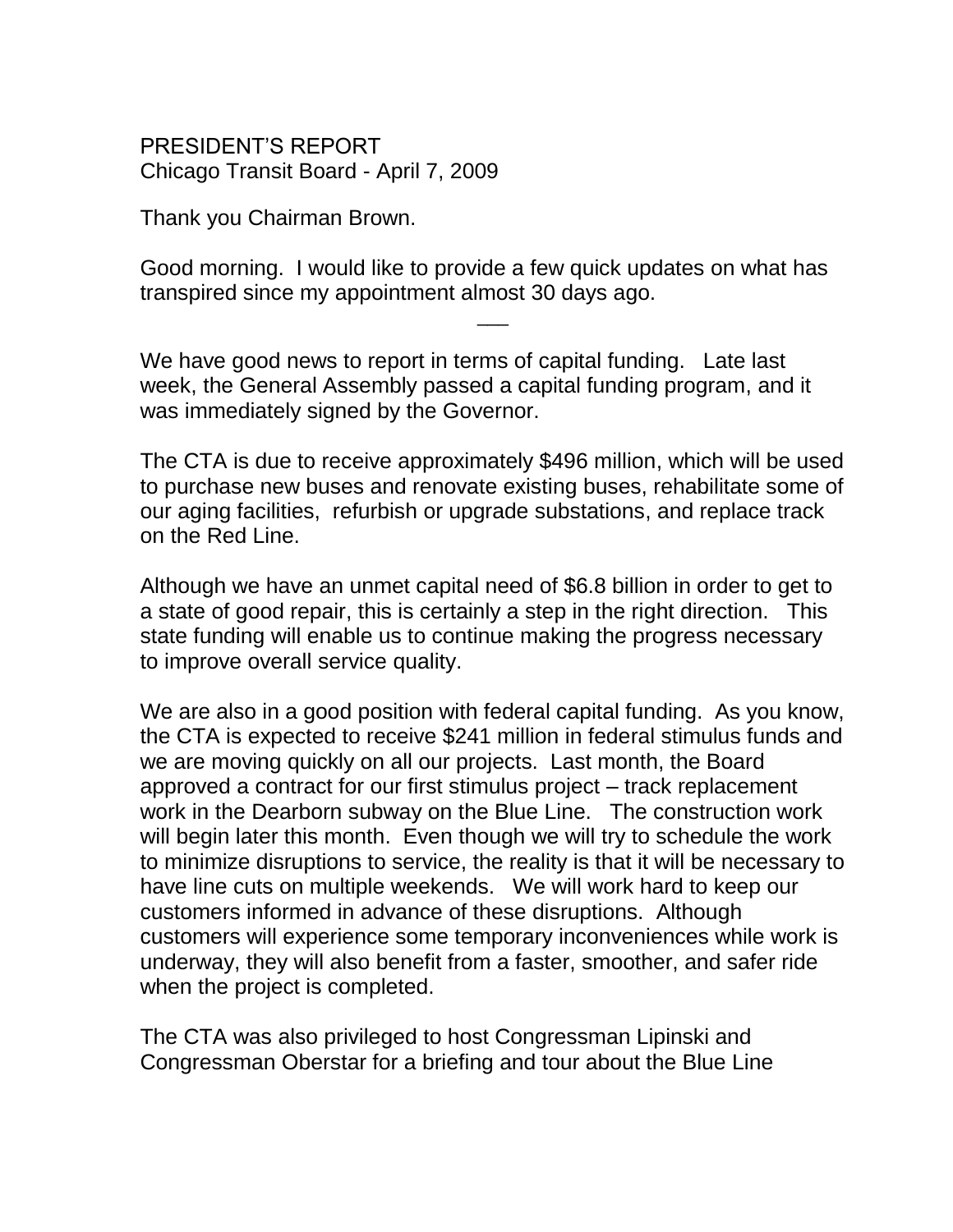# PRESIDENT'S REPORT

Chicago Transit Board - April 7, 2009

Thank you Chairman Brown.

Good morning. I would like to provide a few quick updates on what has transpired since my appointment almost 30 days ago.

---

We have good news to report in terms of capital funding. Late last week, the General Assembly passed a capital funding program, and it was immediately signed by the Governor.

The CTA is due to receive approximately $496 million, which will be used to purchase new buses and renovate existing buses, rehabilitate some of our aging facilities, refurbish or upgrade substations, and replace track on the Red Line.

Although we have an unmet capital need of $6.8 billion in order to get to a state of good repair, this is certainly a step in the right direction. This state funding will enable us to continue making the progress necessary to improve overall service quality.

We are also in a good position with federal capital funding. As you know, the CTA is expected to receive $241 million in federal stimulus funds and we are moving quickly on all our projects. Last month, the Board approved a contract for our first stimulus project – track replacement work in the Dearborn subway on the Blue Line. The construction work will begin later this month. Even though we will try to schedule the work to minimize disruptions to service, the reality is that it will be necessary to have line cuts on multiple weekends. We will work hard to keep our customers informed in advance of these disruptions. Although customers will experience some temporary inconveniences while work is underway, they will also benefit from a faster, smoother, and safer ride when the project is completed.

The CTA was also privileged to host Congressman Lipinski and Congressman Oberstar for a briefing and tour about the Blue Line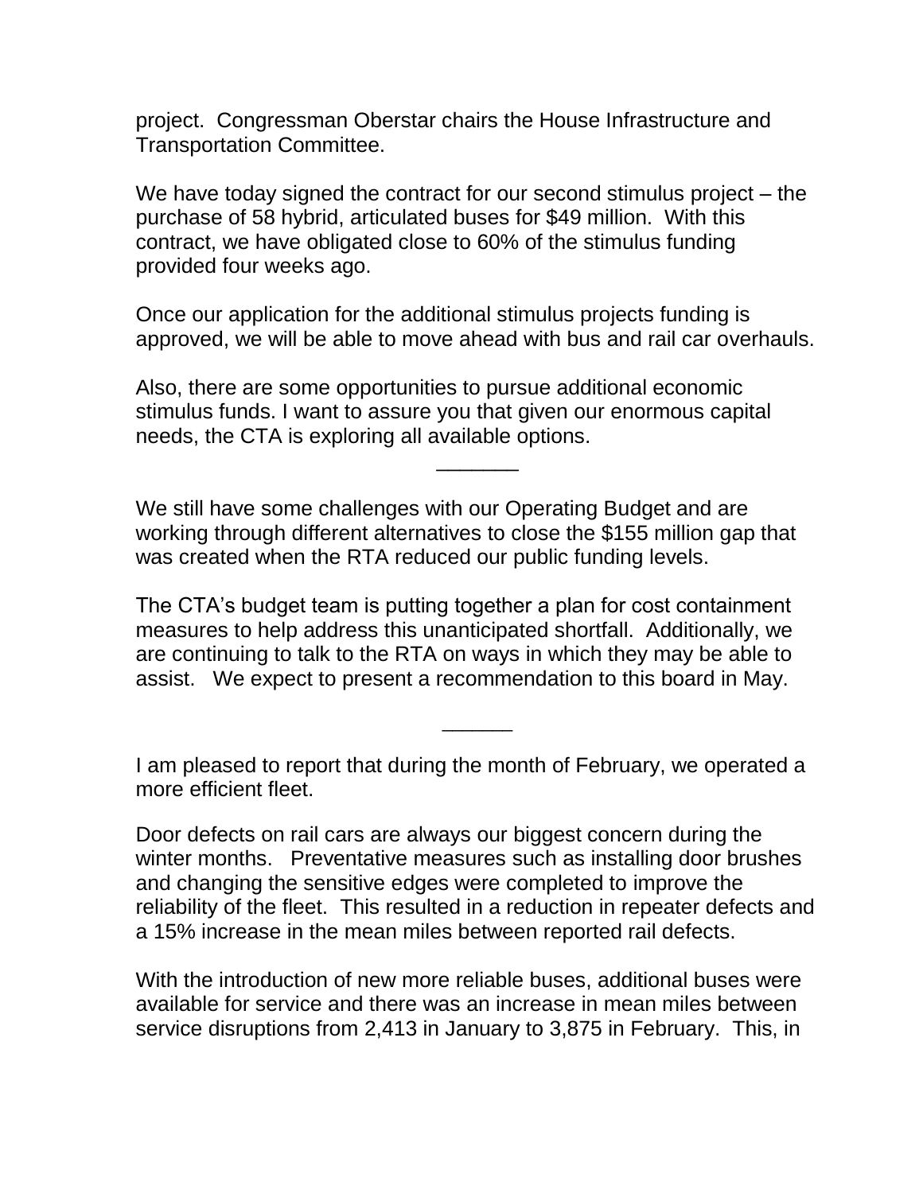project. Congressman Oberstar chairs the House Infrastructure and Transportation Committee.

We have today signed the contract for our second stimulus project – the purchase of 58 hybrid, articulated buses for $49 million. With this contract, we have obligated close to 60% of the stimulus funding provided four weeks ago.

Once our application for the additional stimulus projects funding is approved, we will be able to move ahead with bus and rail car overhauls.

Also, there are some opportunities to pursue additional economic stimulus funds. I want to assure you that given our enormous capital needs, the CTA is exploring all available options.

_______

We still have some challenges with our Operating Budget and are working through different alternatives to close the $155 million gap that was created when the RTA reduced our public funding levels.

The CTA's budget team is putting together a plan for cost containment measures to help address this unanticipated shortfall. Additionally, we are continuing to talk to the RTA on ways in which they may be able to assist. We expect to present a recommendation to this board in May.

______

I am pleased to report that during the month of February, we operated a more efficient fleet.

Door defects on rail cars are always our biggest concern during the winter months. Preventative measures such as installing door brushes and changing the sensitive edges were completed to improve the reliability of the fleet. This resulted in a reduction in repeater defects and a 15% increase in the mean miles between reported rail defects.

With the introduction of new more reliable buses, additional buses were available for service and there was an increase in mean miles between service disruptions from 2,413 in January to 3,875 in February. This, in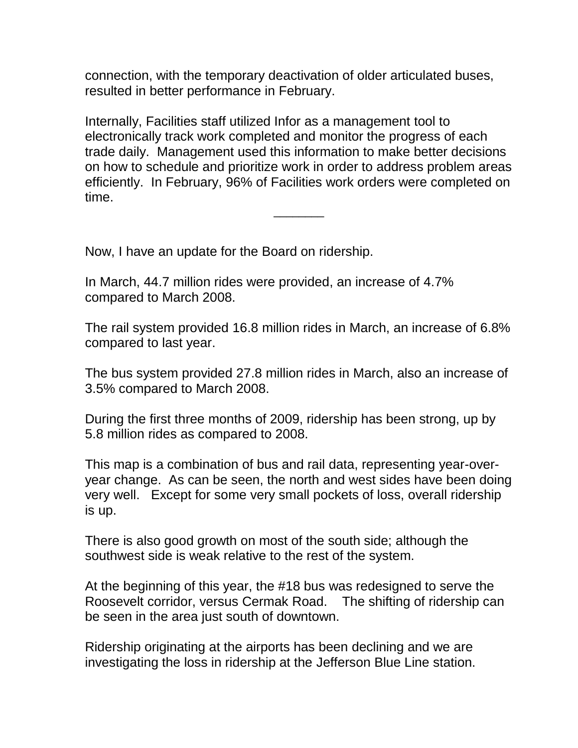connection, with the temporary deactivation of older articulated buses, resulted in better performance in February.

Internally, Facilities staff utilized Infor as a management tool to electronically track work completed and monitor the progress of each trade daily. Management used this information to make better decisions on how to schedule and prioritize work in order to address problem areas efficiently. In February, 96% of Facilities work orders were completed on time.

_______

Now, I have an update for the Board on ridership.

In March, 44.7 million rides were provided, an increase of 4.7% compared to March 2008.

The rail system provided 16.8 million rides in March, an increase of 6.8% compared to last year.

The bus system provided 27.8 million rides in March, also an increase of 3.5% compared to March 2008.

During the first three months of 2009, ridership has been strong, up by 5.8 million rides as compared to 2008.

This map is a combination of bus and rail data, representing year-over-year change. As can be seen, the north and west sides have been doing very well. Except for some very small pockets of loss, overall ridership is up.

There is also good growth on most of the south side; although the southwest side is weak relative to the rest of the system.

At the beginning of this year, the #18 bus was redesigned to serve the Roosevelt corridor, versus Cermak Road. The shifting of ridership can be seen in the area just south of downtown.

Ridership originating at the airports has been declining and we are investigating the loss in ridership at the Jefferson Blue Line station.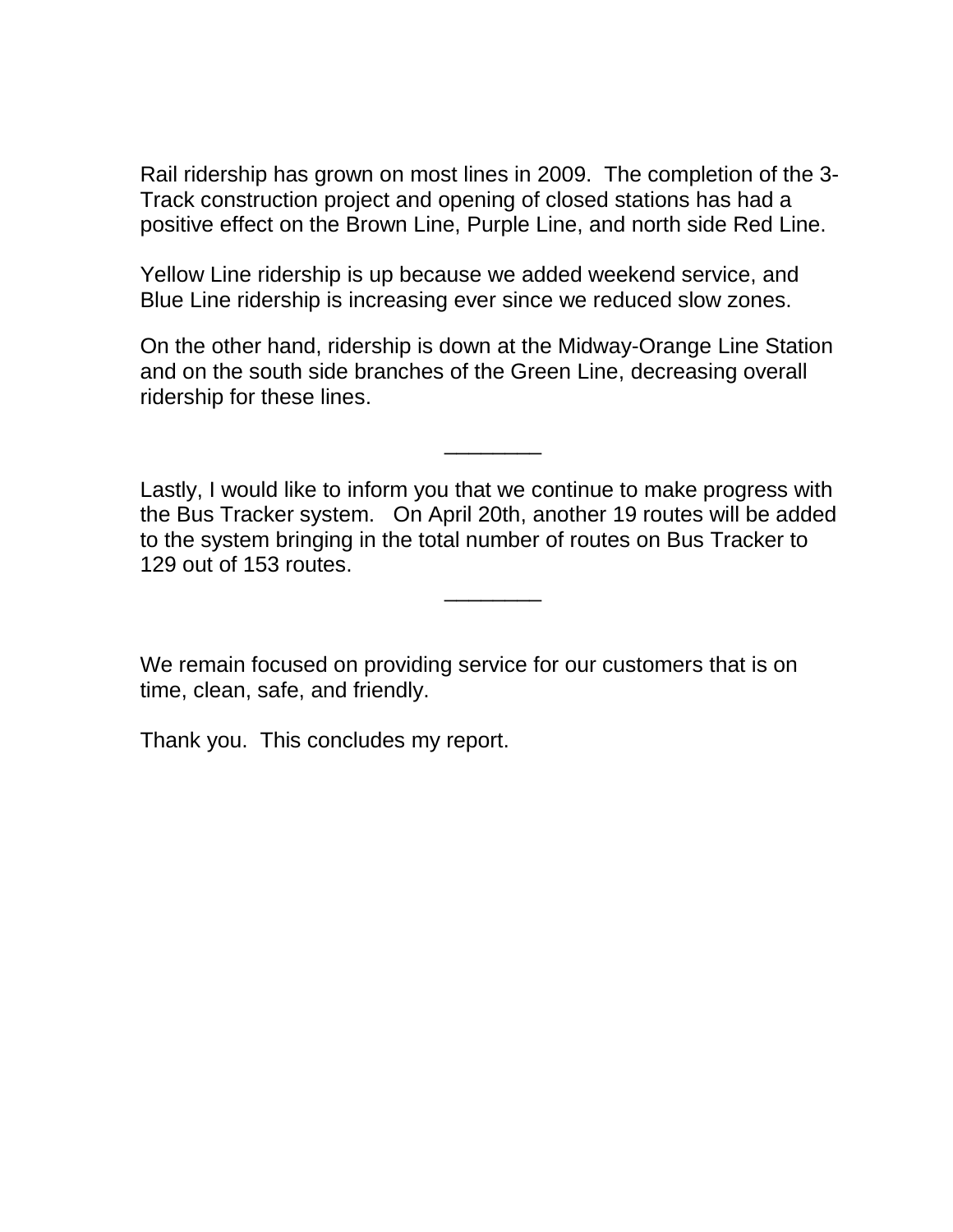Rail ridership has grown on most lines in 2009. The completion of the 3-Track construction project and opening of closed stations has had a positive effect on the Brown Line, Purple Line, and north side Red Line.

Yellow Line ridership is up because we added weekend service, and Blue Line ridership is increasing ever since we reduced slow zones.

On the other hand, ridership is down at the Midway-Orange Line Station and on the south side branches of the Green Line, decreasing overall ridership for these lines.

________

Lastly, I would like to inform you that we continue to make progress with the Bus Tracker system. On April 20th, another 19 routes will be added to the system bringing in the total number of routes on Bus Tracker to 129 out of 153 routes.

________

We remain focused on providing service for our customers that is on time, clean, safe, and friendly.

Thank you. This concludes my report.